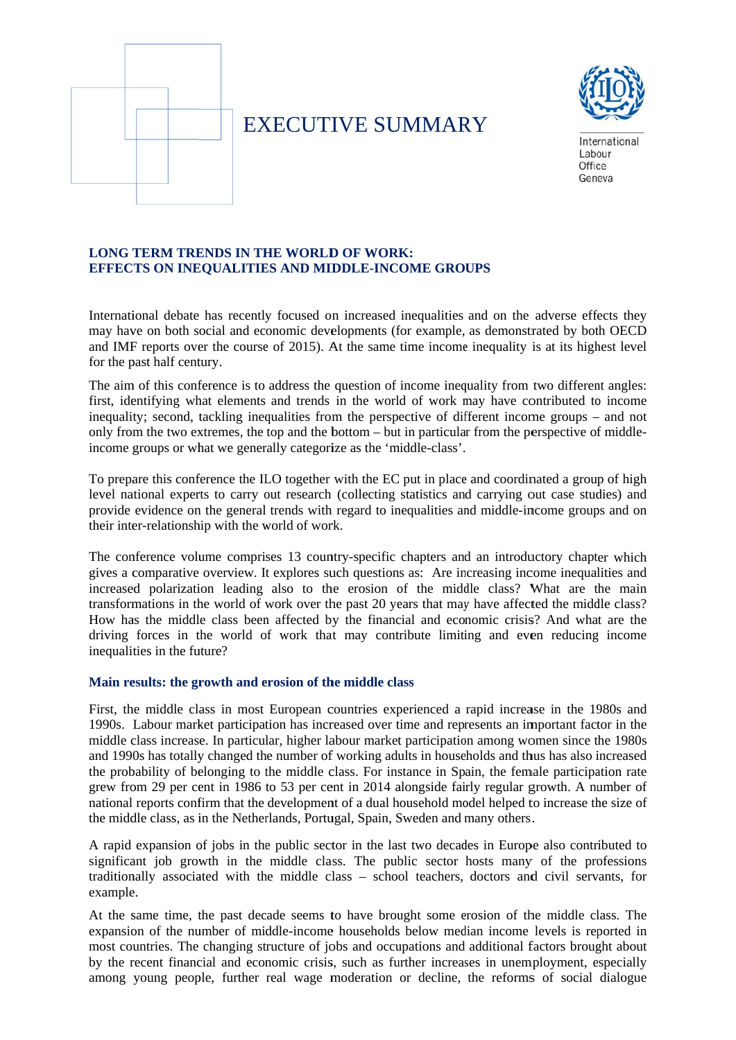# EXECUTIVE SUMMARY

International Labour Office Geneva

## LONG TERM TRENDS IN THE WORLD OF WORK: EFFECTS ON INEQUALITIES AND MIDDLE-INCOME GROUPS

International debate has recently focused on increased inequalities and on the adverse effects they may have on both social and economic developments (for example, as demonstrated by both OECD and IMF reports over the course of 2015). At the same time income inequality is at its highest level for the past half century.

The aim of this conference is to address the question of income inequality from two different angles: first, identifying what elements and trends in the world of work may have contributed to income inequality; second, tackling inequalities from the perspective of different income groups – and not only from the two extremes, the top and the bottom – but in particular from the perspective of middle-income groups or what we generally categorize as the 'middle-class'.

To prepare this conference the ILO together with the EC put in place and coordinated a group of high level national experts to carry out research (collecting statistics and carrying out case studies) and provide evidence on the general trends with regard to inequalities and middle-income groups and on their inter-relationship with the world of work.

The conference volume comprises 13 country-specific chapters and an introductory chapter which gives a comparative overview. It explores such questions as: Are increasing income inequalities and increased polarization leading also to the erosion of the middle class? What are the main transformations in the world of work over the past 20 years that may have affected the middle class? How has the middle class been affected by the financial and economic crisis? And what are the driving forces in the world of work that may contribute limiting and even reducing income inequalities in the future?

### Main results: the growth and erosion of the middle class

First, the middle class in most European countries experienced a rapid increase in the 1980s and 1990s. Labour market participation has increased over time and represents an important factor in the middle class increase. In particular, higher labour market participation among women since the 1980s and 1990s has totally changed the number of working adults in households and thus has also increased the probability of belonging to the middle class. For instance in Spain, the female participation rate grew from 29 per cent in 1986 to 53 per cent in 2014 alongside fairly regular growth. A number of national reports confirm that the development of a dual household model helped to increase the size of the middle class, as in the Netherlands, Portugal, Spain, Sweden and many others.

A rapid expansion of jobs in the public sector in the last two decades in Europe also contributed to significant job growth in the middle class. The public sector hosts many of the professions traditionally associated with the middle class – school teachers, doctors and civil servants, for example.

At the same time, the past decade seems to have brought some erosion of the middle class. The expansion of the number of middle-income households below median income levels is reported in most countries. The changing structure of jobs and occupations and additional factors brought about by the recent financial and economic crisis, such as further increases in unemployment, especially among young people, further real wage moderation or decline, the reforms of social dialogue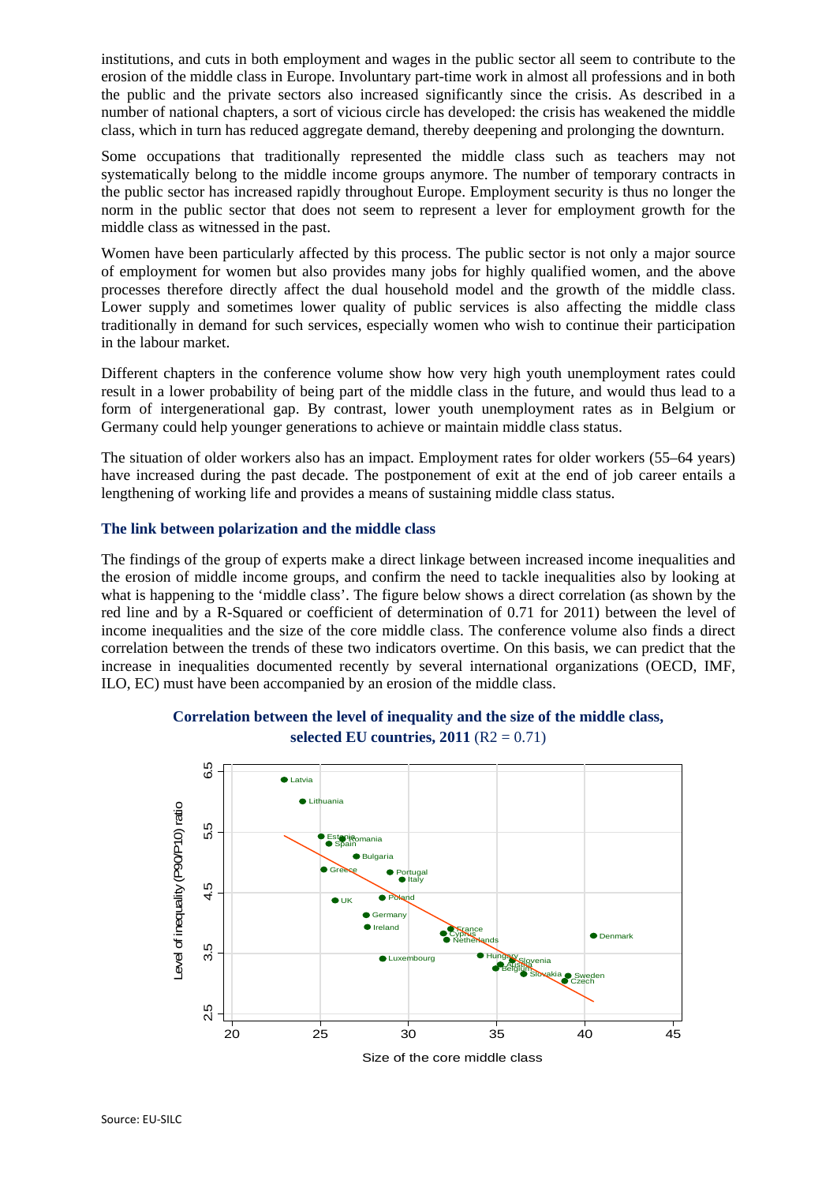institutions, and cuts in both employment and wages in the public sector all seem to contribute to the erosion of the middle class in Europe. Involuntary part-time work in almost all professions and in both the public and the private sectors also increased significantly since the crisis. As described in a number of national chapters, a sort of vicious circle has developed: the crisis has weakened the middle class, which in turn has reduced aggregate demand, thereby deepening and prolonging the downturn.

Some occupations that traditionally represented the middle class such as teachers may not systematically belong to the middle income groups anymore. The number of temporary contracts in the public sector has increased rapidly throughout Europe. Employment security is thus no longer the norm in the public sector that does not seem to represent a lever for employment growth for the middle class as witnessed in the past.

Women have been particularly affected by this process. The public sector is not only a major source of employment for women but also provides many jobs for highly qualified women, and the above processes therefore directly affect the dual household model and the growth of the middle class. Lower supply and sometimes lower quality of public services is also affecting the middle class traditionally in demand for such services, especially women who wish to continue their participation in the labour market.

Different chapters in the conference volume show how very high youth unemployment rates could result in a lower probability of being part of the middle class in the future, and would thus lead to a form of intergenerational gap. By contrast, lower youth unemployment rates as in Belgium or Germany could help younger generations to achieve or maintain middle class status.

The situation of older workers also has an impact. Employment rates for older workers (55–64 years) have increased during the past decade. The postponement of exit at the end of job career entails a lengthening of working life and provides a means of sustaining middle class status.

### The link between polarization and the middle class

The findings of the group of experts make a direct linkage between increased income inequalities and the erosion of middle income groups, and confirm the need to tackle inequalities also by looking at what is happening to the 'middle class'. The figure below shows a direct correlation (as shown by the red line and by a R-Squared or coefficient of determination of 0.71 for 2011) between the level of income inequalities and the size of the core middle class. The conference volume also finds a direct correlation between the trends of these two indicators overtime. On this basis, we can predict that the increase in inequalities documented recently by several international organizations (OECD, IMF, ILO, EC) must have been accompanied by an erosion of the middle class.

**Correlation between the level of inequality and the size of the middle class, selected EU countries, 2011** ($R2 = 0.71$)

Source: EU-SILC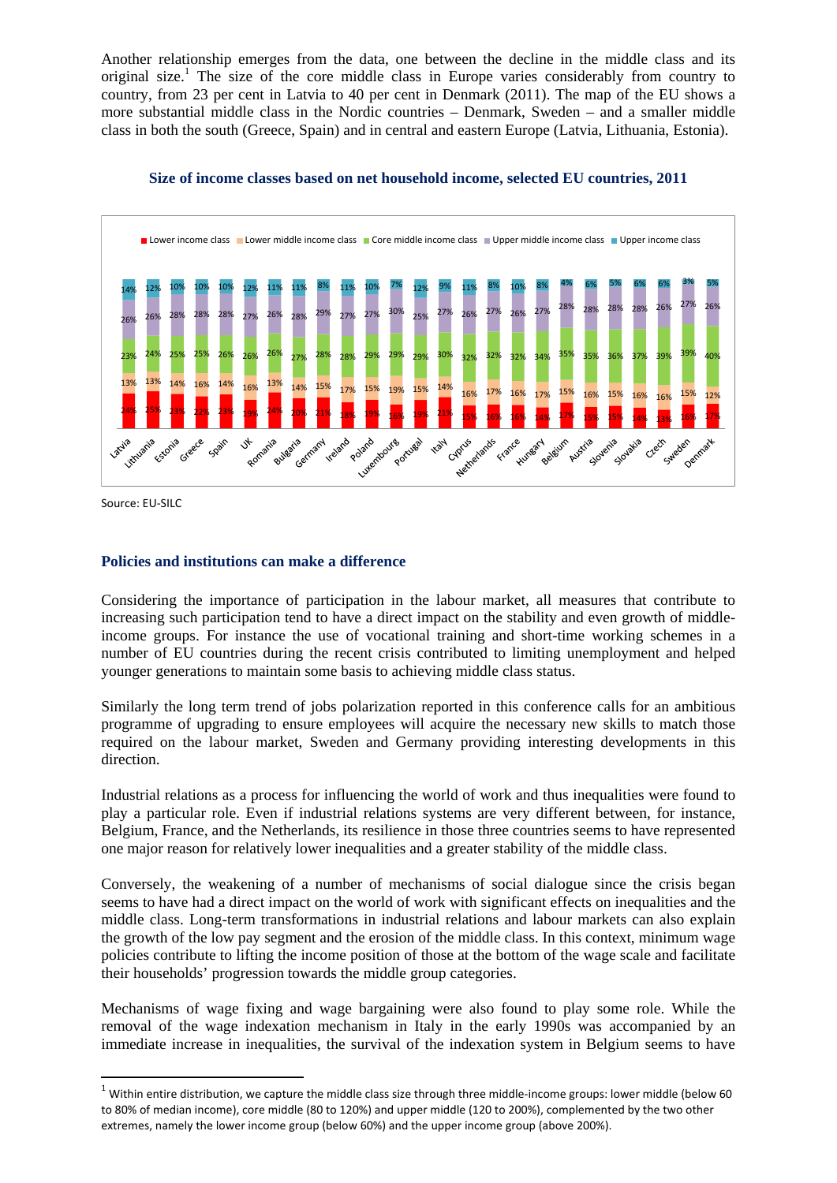Another relationship emerges from the data, one between the decline in the middle class and its original size.[1] The size of the core middle class in Europe varies considerably from country to country, from 23 per cent in Latvia to 40 per cent in Denmark (2011). The map of the EU shows a more substantial middle class in the Nordic countries – Denmark, Sweden – and a smaller middle class in both the south (Greece, Spain) and in central and eastern Europe (Latvia, Lithuania, Estonia).

### Size of income classes based on net household income, selected EU countries, 2011

| Country | Lower income class | Lower middle income class | Core middle income class | Upper middle income class | Upper income class |
|---|---|---|---|---|---|
| Latvia | 24% | 13% | 23% | 26% | 14% |
| Lithuania | 25% | 13% | 24% | 26% | 12% |
| Estonia | 23% | 14% | 25% | 28% | 10% |
| Greece | 22% | 16% | 25% | 28% | 10% |
| Spain | 23% | 14% | 26% | 28% | 10% |
| UK | 19% | 16% | 26% | 27% | 12% |
| Romania | 24% | 13% | 26% | 26% | 11% |
| Bulgaria | 20% | 14% | 27% | 28% | 11% |
| Germany | 21% | 15% | 28% | 29% | 8% |
| Ireland | 18% | 17% | 28% | 27% | 11% |
| Poland | 19% | 15% | 29% | 27% | 10% |
| Luxembourg | 16% | 19% | 29% | 30% | 7% |
| Portugal | 15% | 15% | 29% | 25% | 12% |
| Italy | 21% | 14% | 30% | 27% | 9% |
| Cyprus | 15% | 16% | 32% | 26% | 11% |
| Netherlands | 16% | 17% | 32% | 27% | 8% |
| France | 16% | 16% | 32% | 26% | 10% |
| Hungary | 14% | 17% | 34% | 27% | 8% |
| Belgium | 17% | 15% | 35% | 28% | 4% |
| Austria | 15% | 16% | 35% | 28% | 6% |
| Slovenia | 15% | 15% | 36% | 28% | 5% |
| Slovakia | 14% | 16% | 37% | 28% | 6% |
| Czech | 13% | 16% | 39% | 26% | 6% |
| Sweden | 16% | 15% | 39% | 27% | 3% |
| Denmark | 17% | 12% | 40% | 26% | 5% |

Source: EU-SILC

### Policies and institutions can make a difference

Considering the importance of participation in the labour market, all measures that contribute to increasing such participation tend to have a direct impact on the stability and even growth of middle-income groups. For instance the use of vocational training and short-time working schemes in a number of EU countries during the recent crisis contributed to limiting unemployment and helped younger generations to maintain some basis to achieving middle class status.

Similarly the long term trend of jobs polarization reported in this conference calls for an ambitious programme of upgrading to ensure employees will acquire the necessary new skills to match those required on the labour market, Sweden and Germany providing interesting developments in this direction.

Industrial relations as a process for influencing the world of work and thus inequalities were found to play a particular role. Even if industrial relations systems are very different between, for instance, Belgium, France, and the Netherlands, its resilience in those three countries seems to have represented one major reason for relatively lower inequalities and a greater stability of the middle class.

Conversely, the weakening of a number of mechanisms of social dialogue since the crisis began seems to have had a direct impact on the world of work with significant effects on inequalities and the middle class. Long-term transformations in industrial relations and labour markets can also explain the growth of the low pay segment and the erosion of the middle class. In this context, minimum wage policies contribute to lifting the income position of those at the bottom of the wage scale and facilitate their households' progression towards the middle group categories.

Mechanisms of wage fixing and wage bargaining were also found to play some role. While the removal of the wage indexation mechanism in Italy in the early 1990s was accompanied by an immediate increase in inequalities, the survival of the indexation system in Belgium seems to have

[1] Within entire distribution, we capture the middle class size through three middle-income groups: lower middle (below 60 to 80% of median income), core middle (80 to 120%) and upper middle (120 to 200%), complemented by the two other extremes, namely the lower income group (below 60%) and the upper income group (above 200%).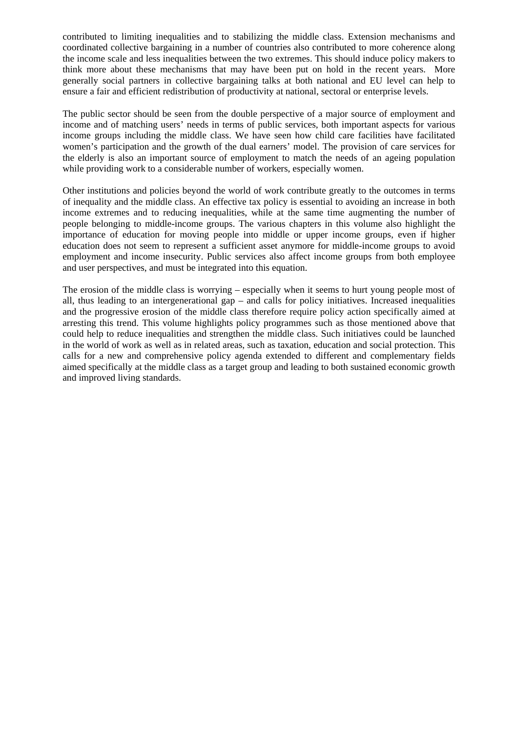contributed to limiting inequalities and to stabilizing the middle class. Extension mechanisms and coordinated collective bargaining in a number of countries also contributed to more coherence along the income scale and less inequalities between the two extremes. This should induce policy makers to think more about these mechanisms that may have been put on hold in the recent years. More generally social partners in collective bargaining talks at both national and EU level can help to ensure a fair and efficient redistribution of productivity at national, sectoral or enterprise levels.

The public sector should be seen from the double perspective of a major source of employment and income and of matching users' needs in terms of public services, both important aspects for various income groups including the middle class. We have seen how child care facilities have facilitated women's participation and the growth of the dual earners' model. The provision of care services for the elderly is also an important source of employment to match the needs of an ageing population while providing work to a considerable number of workers, especially women.

Other institutions and policies beyond the world of work contribute greatly to the outcomes in terms of inequality and the middle class. An effective tax policy is essential to avoiding an increase in both income extremes and to reducing inequalities, while at the same time augmenting the number of people belonging to middle-income groups. The various chapters in this volume also highlight the importance of education for moving people into middle or upper income groups, even if higher education does not seem to represent a sufficient asset anymore for middle-income groups to avoid employment and income insecurity. Public services also affect income groups from both employee and user perspectives, and must be integrated into this equation.

The erosion of the middle class is worrying – especially when it seems to hurt young people most of all, thus leading to an intergenerational gap – and calls for policy initiatives. Increased inequalities and the progressive erosion of the middle class therefore require policy action specifically aimed at arresting this trend. This volume highlights policy programmes such as those mentioned above that could help to reduce inequalities and strengthen the middle class. Such initiatives could be launched in the world of work as well as in related areas, such as taxation, education and social protection. This calls for a new and comprehensive policy agenda extended to different and complementary fields aimed specifically at the middle class as a target group and leading to both sustained economic growth and improved living standards.